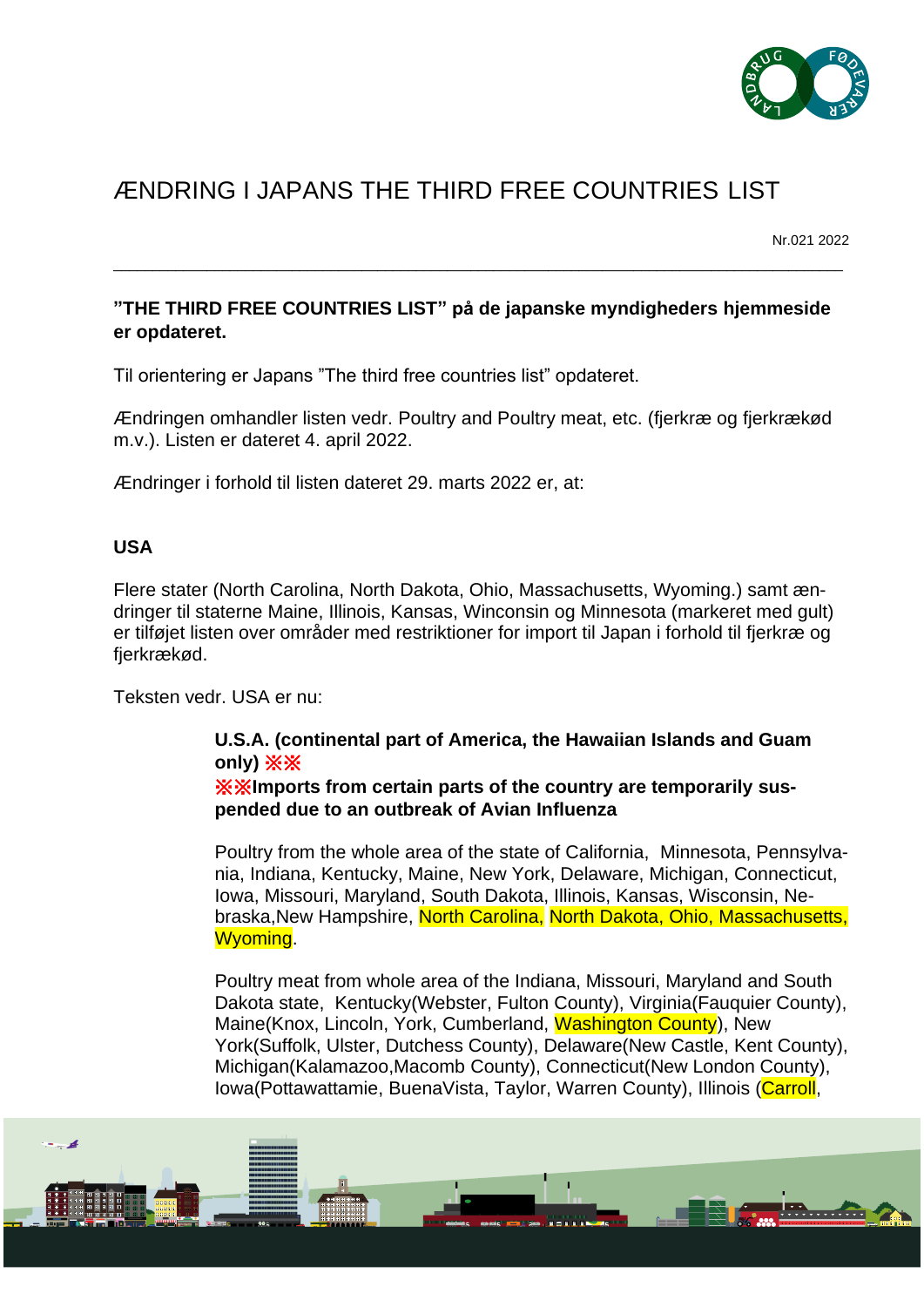// ÆNDRING I JAPANS THE THIRD FREE COUNTRIES LIST

Nr.021 2022

---

**”THE THIRD FREE COUNTRIES LIST” på de japanske myndigheders hjemmeside er opdateret.**

Til orientering er Japans ”The third free countries list” opdateret.

Ændringen omhandler listen vedr. Poultry and Poultry meat, etc. (fjerkræ og fjerkrækød m.v.). Listen er dateret 4. april 2022.

Ændringer i forhold til listen dateret 29. marts 2022 er, at:

## USA

Flere stater (North Carolina, North Dakota, Ohio, Massachusetts, Wyoming.) samt ændringer til staterne Maine, Illinois, Kansas, Winconsin og Minnesota (markeret med gult) er tilføjet listen over områder med restriktioner for import til Japan i forhold til fjerkræ og fjerkrækød.

Teksten vedr. USA er nu:

> **U.S.A. (continental part of America, the Hawaiian Islands and Guam only) ※※**
> **※※Imports from certain parts of the country are temporarily suspended due to an outbreak of Avian Influenza**
>
> Poultry from the whole area of the state of California, Minnesota, Pennsylvania, Indiana, Kentucky, Maine, New York, Delaware, Michigan, Connecticut, Iowa, Missouri, Maryland, South Dakota, Illinois, Kansas, Wisconsin, Nebraska,New Hampshire, North Carolina, North Dakota, Ohio, Massachusetts, Wyoming.
>
> Poultry meat from whole area of the Indiana, Missouri, Maryland and South Dakota state, Kentucky(Webster, Fulton County), Virginia(Fauquier County), Maine(Knox, Lincoln, York, Cumberland, Washington County), New York(Suffolk, Ulster, Dutchess County), Delaware(New Castle, Kent County), Michigan(Kalamazoo,Macomb County), Connecticut(New London County), Iowa(Pottawattamie, BuenaVista, Taylor, Warren County), Illinois (Carroll,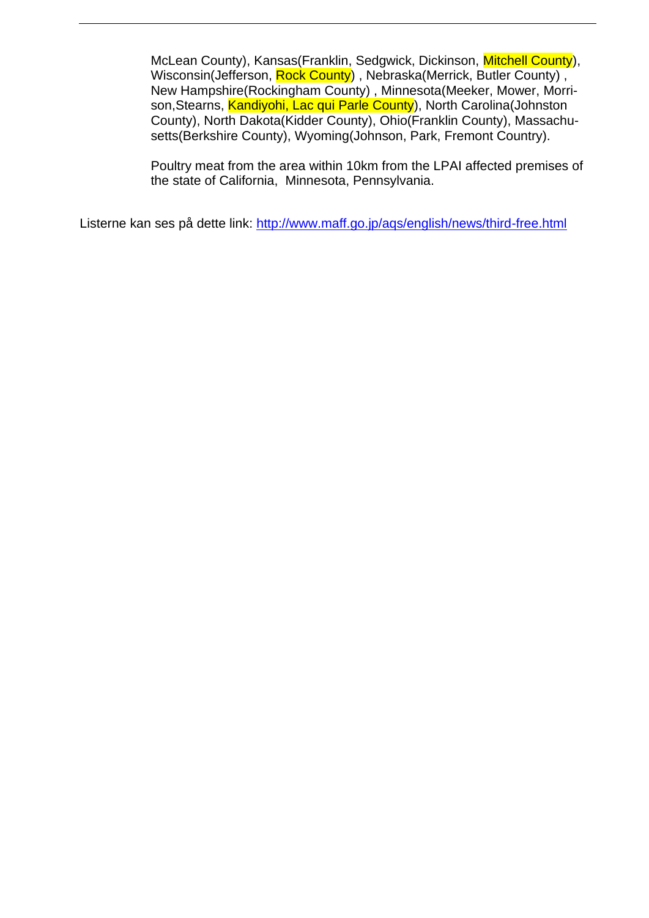McLean County), Kansas(Franklin, Sedgwick, Dickinson, Mitchell County), Wisconsin(Jefferson, Rock County) , Nebraska(Merrick, Butler County) , New Hampshire(Rockingham County) , Minnesota(Meeker, Mower, Morrison,Stearns, Kandiyohi, Lac qui Parle County), North Carolina(Johnston County), North Dakota(Kidder County), Ohio(Franklin County), Massachusetts(Berkshire County), Wyoming(Johnson, Park, Fremont Country).

Poultry meat from the area within 10km from the LPAI affected premises of the state of California, Minnesota, Pennsylvania.

Listerne kan ses på dette link: [http://www.maff.go.jp/aqs/english/news/third-free.html](http://www.maff.go.jp/aqs/english/news/third-free.html)